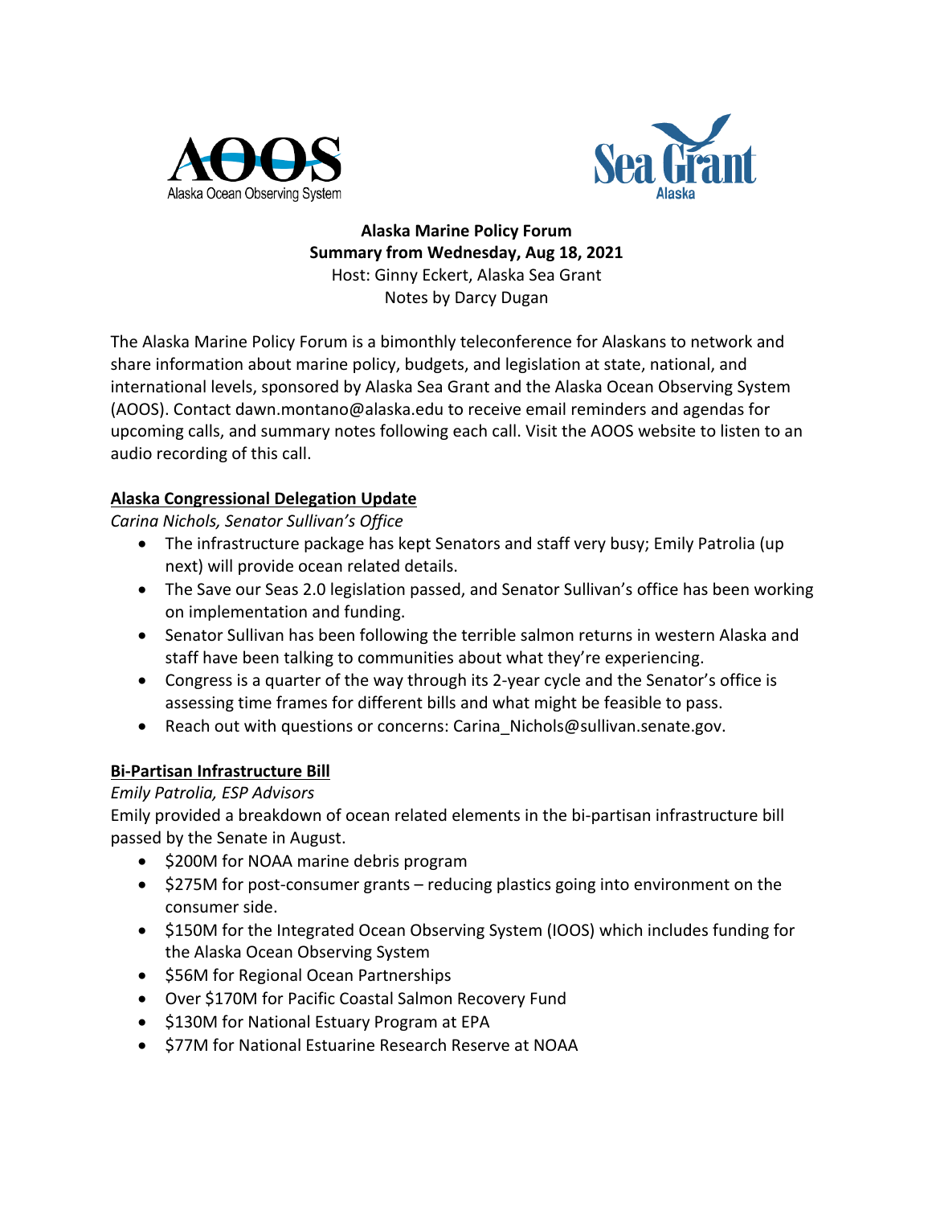**Alaska Marine Policy Forum**
**Summary from Wednesday, Aug 18, 2021**
Host: Ginny Eckert, Alaska Sea Grant
Notes by Darcy Dugan

The Alaska Marine Policy Forum is a bimonthly teleconference for Alaskans to network and share information about marine policy, budgets, and legislation at state, national, and international levels, sponsored by Alaska Sea Grant and the Alaska Ocean Observing System (AOOS). Contact dawn.montano@alaska.edu to receive email reminders and agendas for upcoming calls, and summary notes following each call. Visit the AOOS website to listen to an audio recording of this call.

## Alaska Congressional Delegation Update

*Carina Nichols, Senator Sullivan's Office*

- The infrastructure package has kept Senators and staff very busy; Emily Patrolia (up next) will provide ocean related details.
- The Save our Seas 2.0 legislation passed, and Senator Sullivan's office has been working on implementation and funding.
- Senator Sullivan has been following the terrible salmon returns in western Alaska and staff have been talking to communities about what they're experiencing.
- Congress is a quarter of the way through its 2-year cycle and the Senator's office is assessing time frames for different bills and what might be feasible to pass.
- Reach out with questions or concerns: Carina_Nichols@sullivan.senate.gov.

## Bi-Partisan Infrastructure Bill

*Emily Patrolia, ESP Advisors*

Emily provided a breakdown of ocean related elements in the bi-partisan infrastructure bill passed by the Senate in August.

- $200M for NOAA marine debris program
- $275M for post-consumer grants – reducing plastics going into environment on the consumer side.
- $150M for the Integrated Ocean Observing System (IOOS) which includes funding for the Alaska Ocean Observing System
- $56M for Regional Ocean Partnerships
- Over $170M for Pacific Coastal Salmon Recovery Fund
- $130M for National Estuary Program at EPA
- $77M for National Estuarine Research Reserve at NOAA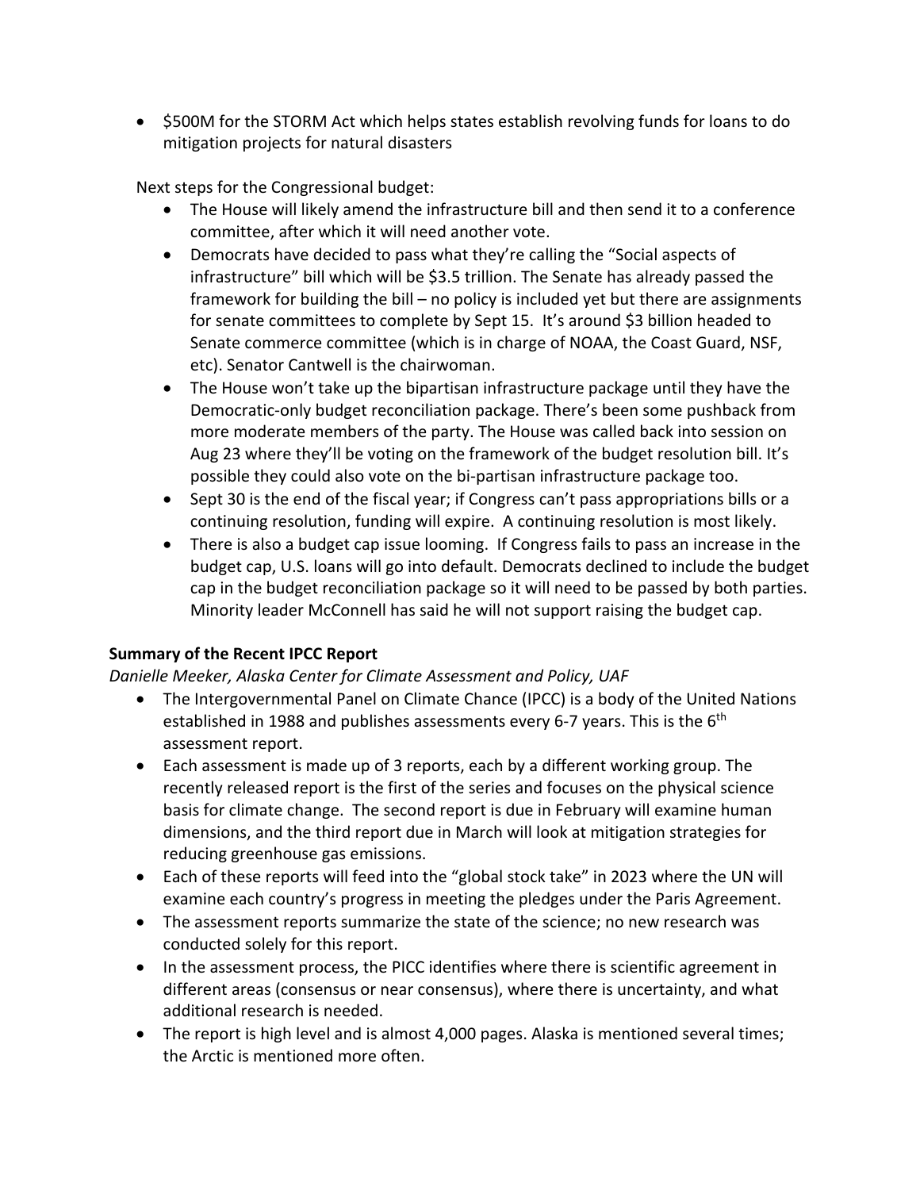- $500M for the STORM Act which helps states establish revolving funds for loans to do mitigation projects for natural disasters

Next steps for the Congressional budget:

- The House will likely amend the infrastructure bill and then send it to a conference committee, after which it will need another vote.
- Democrats have decided to pass what they're calling the "Social aspects of infrastructure" bill which will be $3.5 trillion. The Senate has already passed the framework for building the bill – no policy is included yet but there are assignments for senate committees to complete by Sept 15. It's around $3 billion headed to Senate commerce committee (which is in charge of NOAA, the Coast Guard, NSF, etc). Senator Cantwell is the chairwoman.
- The House won't take up the bipartisan infrastructure package until they have the Democratic-only budget reconciliation package. There's been some pushback from more moderate members of the party. The House was called back into session on Aug 23 where they'll be voting on the framework of the budget resolution bill. It's possible they could also vote on the bi-partisan infrastructure package too.
- Sept 30 is the end of the fiscal year; if Congress can't pass appropriations bills or a continuing resolution, funding will expire. A continuing resolution is most likely.
- There is also a budget cap issue looming. If Congress fails to pass an increase in the budget cap, U.S. loans will go into default. Democrats declined to include the budget cap in the budget reconciliation package so it will need to be passed by both parties. Minority leader McConnell has said he will not support raising the budget cap.

**Summary of the Recent IPCC Report**

*Danielle Meeker, Alaska Center for Climate Assessment and Policy, UAF*

- The Intergovernmental Panel on Climate Chance (IPCC) is a body of the United Nations established in 1988 and publishes assessments every 6-7 years. This is the 6th assessment report.
- Each assessment is made up of 3 reports, each by a different working group. The recently released report is the first of the series and focuses on the physical science basis for climate change. The second report is due in February will examine human dimensions, and the third report due in March will look at mitigation strategies for reducing greenhouse gas emissions.
- Each of these reports will feed into the "global stock take" in 2023 where the UN will examine each country's progress in meeting the pledges under the Paris Agreement.
- The assessment reports summarize the state of the science; no new research was conducted solely for this report.
- In the assessment process, the PICC identifies where there is scientific agreement in different areas (consensus or near consensus), where there is uncertainty, and what additional research is needed.
- The report is high level and is almost 4,000 pages. Alaska is mentioned several times; the Arctic is mentioned more often.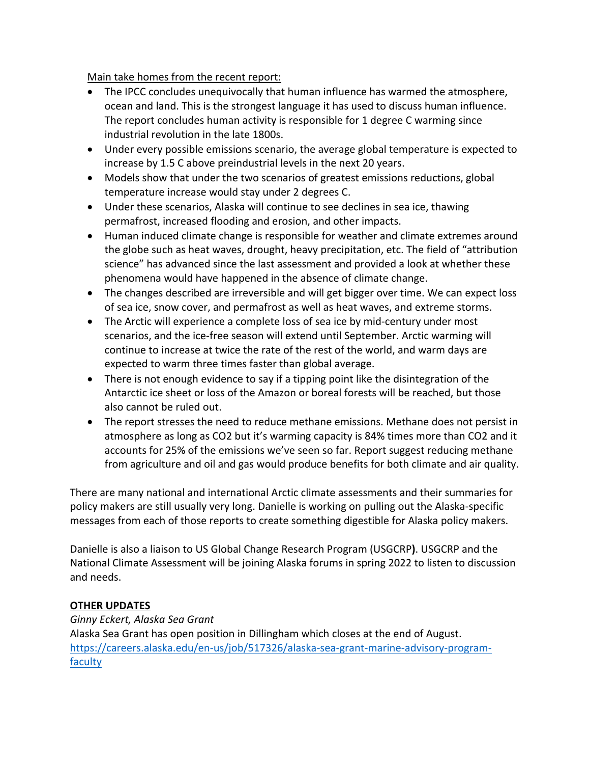Main take homes from the recent report:

- The IPCC concludes unequivocally that human influence has warmed the atmosphere, ocean and land. This is the strongest language it has used to discuss human influence. The report concludes human activity is responsible for 1 degree C warming since industrial revolution in the late 1800s.
- Under every possible emissions scenario, the average global temperature is expected to increase by 1.5 C above preindustrial levels in the next 20 years.
- Models show that under the two scenarios of greatest emissions reductions, global temperature increase would stay under 2 degrees C.
- Under these scenarios, Alaska will continue to see declines in sea ice, thawing permafrost, increased flooding and erosion, and other impacts.
- Human induced climate change is responsible for weather and climate extremes around the globe such as heat waves, drought, heavy precipitation, etc. The field of "attribution science" has advanced since the last assessment and provided a look at whether these phenomena would have happened in the absence of climate change.
- The changes described are irreversible and will get bigger over time. We can expect loss of sea ice, snow cover, and permafrost as well as heat waves, and extreme storms.
- The Arctic will experience a complete loss of sea ice by mid-century under most scenarios, and the ice-free season will extend until September. Arctic warming will continue to increase at twice the rate of the rest of the world, and warm days are expected to warm three times faster than global average.
- There is not enough evidence to say if a tipping point like the disintegration of the Antarctic ice sheet or loss of the Amazon or boreal forests will be reached, but those also cannot be ruled out.
- The report stresses the need to reduce methane emissions. Methane does not persist in atmosphere as long as CO2 but it's warming capacity is 84% times more than CO2 and it accounts for 25% of the emissions we've seen so far. Report suggest reducing methane from agriculture and oil and gas would produce benefits for both climate and air quality.

There are many national and international Arctic climate assessments and their summaries for policy makers are still usually very long. Danielle is working on pulling out the Alaska-specific messages from each of those reports to create something digestible for Alaska policy makers.

Danielle is also a liaison to US Global Change Research Program (USGCRP**)**. USGCRP and the National Climate Assessment will be joining Alaska forums in spring 2022 to listen to discussion and needs.

**OTHER UPDATES**

*Ginny Eckert, Alaska Sea Grant*

Alaska Sea Grant has open position in Dillingham which closes at the end of August.
[https://careers.alaska.edu/en-us/job/517326/alaska-sea-grant-marine-advisory-program-faculty](https://careers.alaska.edu/en-us/job/517326/alaska-sea-grant-marine-advisory-program-faculty)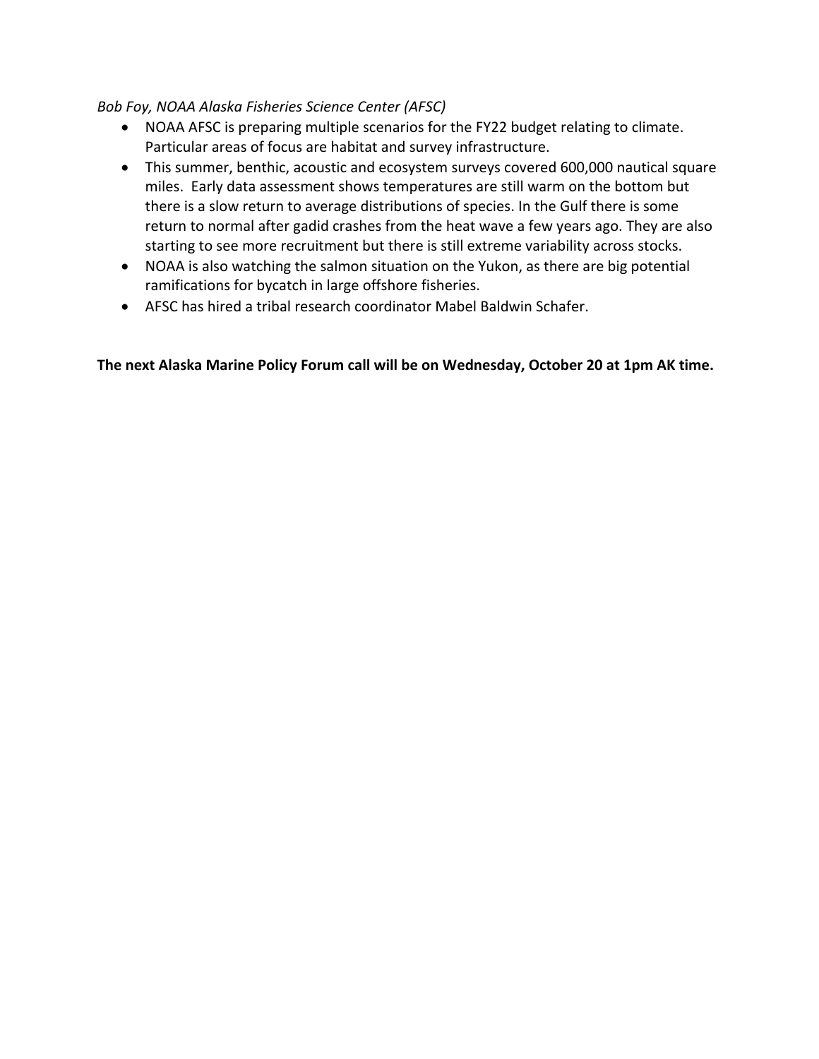*Bob Foy, NOAA Alaska Fisheries Science Center (AFSC)*

- NOAA AFSC is preparing multiple scenarios for the FY22 budget relating to climate. Particular areas of focus are habitat and survey infrastructure.
- This summer, benthic, acoustic and ecosystem surveys covered 600,000 nautical square miles. Early data assessment shows temperatures are still warm on the bottom but there is a slow return to average distributions of species. In the Gulf there is some return to normal after gadid crashes from the heat wave a few years ago. They are also starting to see more recruitment but there is still extreme variability across stocks.
- NOAA is also watching the salmon situation on the Yukon, as there are big potential ramifications for bycatch in large offshore fisheries.
- AFSC has hired a tribal research coordinator Mabel Baldwin Schafer.

**The next Alaska Marine Policy Forum call will be on Wednesday, October 20 at 1pm AK time.**